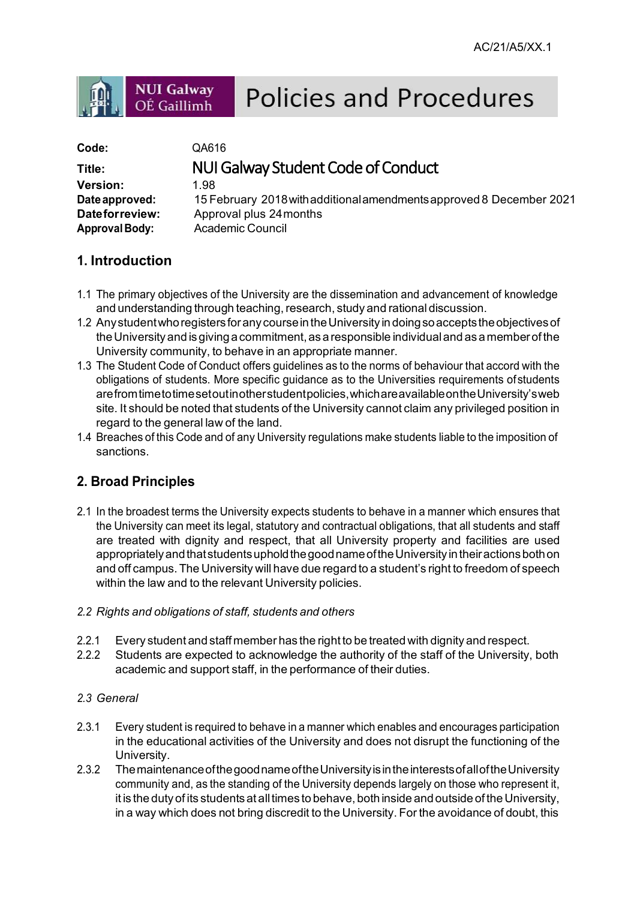AC/21/A5/XX.1

# Policies and Procedures

| | |
|---|---|
| **Code:** | QA616 |
| **Title:** | NUI Galway Student Code of Conduct |
| **Version:** | 1.98 |
| **Date approved:** | 15 February 2018 with additional amendments approved 8 December 2021 |
| **Date for review:** | Approval plus 24 months |
| **Approval Body:** | Academic Council |

## 1. Introduction

1.1 The primary objectives of the University are the dissemination and advancement of knowledge and understanding through teaching, research, study and rational discussion.

1.2 Any student who registers for any course in the University in doing so accepts the objectives of the University and is giving a commitment, as a responsible individual and as a member of the University community, to behave in an appropriate manner.

1.3 The Student Code of Conduct offers guidelines as to the norms of behaviour that accord with the obligations of students. More specific guidance as to the Universities requirements of students are from time to time set out in other student policies, which are available on the University's web site. It should be noted that students of the University cannot claim any privileged position in regard to the general law of the land.

1.4 Breaches of this Code and of any University regulations make students liable to the imposition of sanctions.

## 2. Broad Principles

2.1 In the broadest terms the University expects students to behave in a manner which ensures that the University can meet its legal, statutory and contractual obligations, that all students and staff are treated with dignity and respect, that all University property and facilities are used appropriately and that students uphold the good name of the University in their actions both on and off campus. The University will have due regard to a student's right to freedom of speech within the law and to the relevant University policies.

*2.2 Rights and obligations of staff, students and others*

2.2.1 Every student and staff member has the right to be treated with dignity and respect.

2.2.2 Students are expected to acknowledge the authority of the staff of the University, both academic and support staff, in the performance of their duties.

*2.3 General*

2.3.1 Every student is required to behave in a manner which enables and encourages participation in the educational activities of the University and does not disrupt the functioning of the University.

2.3.2 The maintenance of the good name of the University is in the interests of all of the University community and, as the standing of the University depends largely on those who represent it, it is the duty of its students at all times to behave, both inside and outside of the University, in a way which does not bring discredit to the University. For the avoidance of doubt, this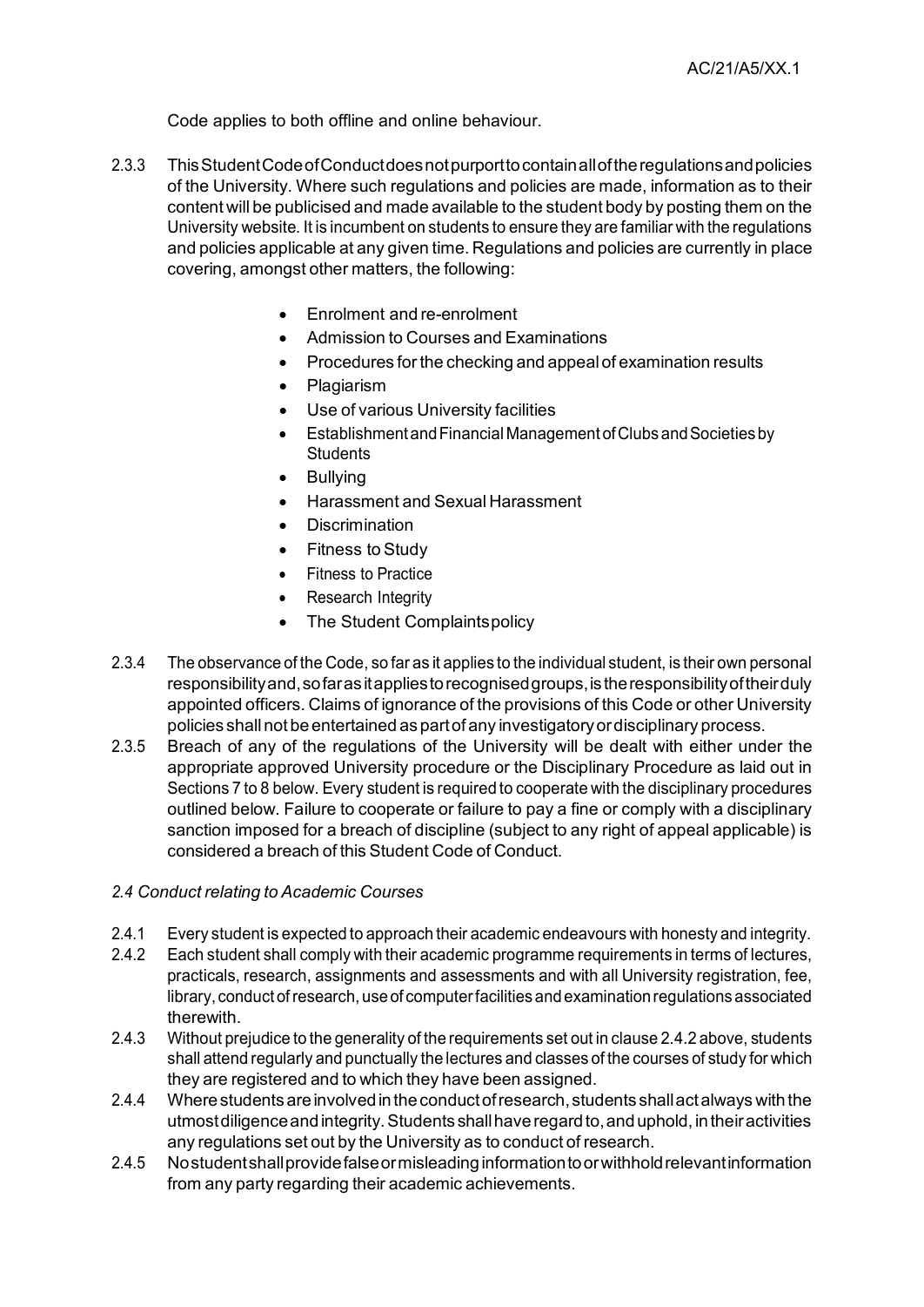Code applies to both offline and online behaviour.

2.3.3 This Student Code of Conduct does not purport to contain all of the regulations and policies of the University. Where such regulations and policies are made, information as to their content will be publicised and made available to the student body by posting them on the University website. It is incumbent on students to ensure they are familiar with the regulations and policies applicable at any given time. Regulations and policies are currently in place covering, amongst other matters, the following:

- Enrolment and re-enrolment
- Admission to Courses and Examinations
- Procedures for the checking and appeal of examination results
- Plagiarism
- Use of various University facilities
- Establishment and Financial Management of Clubs and Societies by Students
- Bullying
- Harassment and Sexual Harassment
- Discrimination
- Fitness to Study
- Fitness to Practice
- Research Integrity
- The Student Complaints policy

2.3.4 The observance of the Code, so far as it applies to the individual student, is their own personal responsibility and, so far as it applies to recognised groups, is the responsibility of their duly appointed officers. Claims of ignorance of the provisions of this Code or other University policies shall not be entertained as part of any investigatory or disciplinary process.

2.3.5 Breach of any of the regulations of the University will be dealt with either under the appropriate approved University procedure or the Disciplinary Procedure as laid out in Sections 7 to 8 below. Every student is required to cooperate with the disciplinary procedures outlined below. Failure to cooperate or failure to pay a fine or comply with a disciplinary sanction imposed for a breach of discipline (subject to any right of appeal applicable) is considered a breach of this Student Code of Conduct.

*2.4 Conduct relating to Academic Courses*

2.4.1 Every student is expected to approach their academic endeavours with honesty and integrity.

2.4.2 Each student shall comply with their academic programme requirements in terms of lectures, practicals, research, assignments and assessments and with all University registration, fee, library, conduct of research, use of computer facilities and examination regulations associated therewith.

2.4.3 Without prejudice to the generality of the requirements set out in clause 2.4.2 above, students shall attend regularly and punctually the lectures and classes of the courses of study for which they are registered and to which they have been assigned.

2.4.4 Where students are involved in the conduct of research, students shall act always with the utmost diligence and integrity. Students shall have regard to, and uphold, in their activities any regulations set out by the University as to conduct of research.

2.4.5 No student shall provide false or misleading information to or withhold relevant information from any party regarding their academic achievements.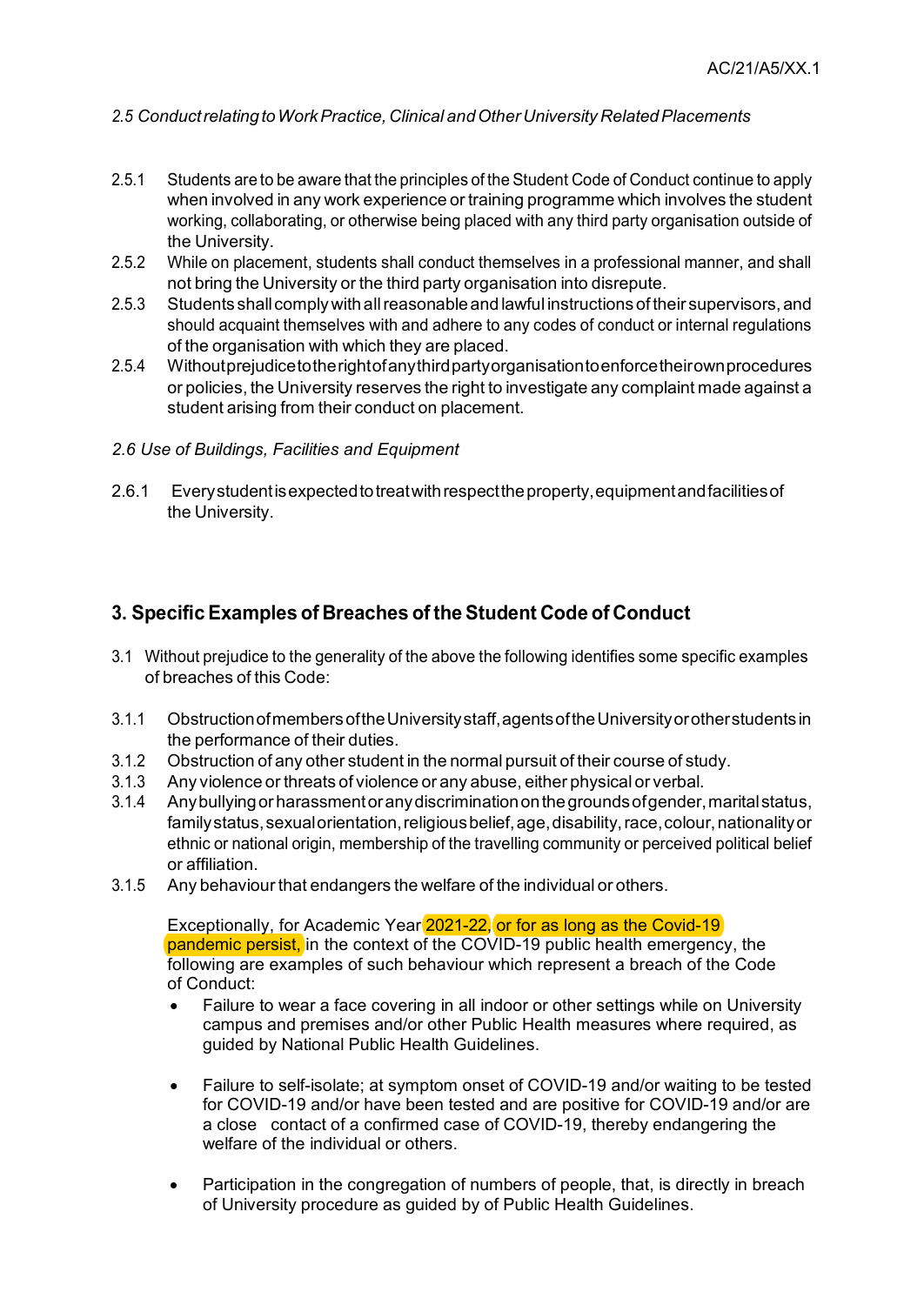*2.5 Conduct relating to Work Practice, Clinical and Other University Related Placements*

2.5.1 Students are to be aware that the principles of the Student Code of Conduct continue to apply when involved in any work experience or training programme which involves the student working, collaborating, or otherwise being placed with any third party organisation outside of the University.

2.5.2 While on placement, students shall conduct themselves in a professional manner, and shall not bring the University or the third party organisation into disrepute.

2.5.3 Students shall comply with all reasonable and lawful instructions of their supervisors, and should acquaint themselves with and adhere to any codes of conduct or internal regulations of the organisation with which they are placed.

2.5.4 Without prejudice to the right of any third party organisation to enforce their own procedures or policies, the University reserves the right to investigate any complaint made against a student arising from their conduct on placement.

*2.6 Use of Buildings, Facilities and Equipment*

2.6.1 Every student is expected to treat with respect the property, equipment and facilities of the University.

## 3. Specific Examples of Breaches of the Student Code of Conduct

3.1 Without prejudice to the generality of the above the following identifies some specific examples of breaches of this Code:

3.1.1 Obstruction of members of the University staff, agents of the University or other students in the performance of their duties.

3.1.2 Obstruction of any other student in the normal pursuit of their course of study.

3.1.3 Any violence or threats of violence or any abuse, either physical or verbal.

3.1.4 Any bullying or harassment or any discrimination on the grounds of gender, marital status, family status, sexual orientation, religious belief, age, disability, race, colour, nationality or ethnic or national origin, membership of the travelling community or perceived political belief or affiliation.

3.1.5 Any behaviour that endangers the welfare of the individual or others.

Exceptionally, for Academic Year 2021-22, or for as long as the Covid-19 pandemic persist, in the context of the COVID-19 public health emergency, the following are examples of such behaviour which represent a breach of the Code of Conduct:

- Failure to wear a face covering in all indoor or other settings while on University campus and premises and/or other Public Health measures where required, as guided by National Public Health Guidelines.
- Failure to self-isolate; at symptom onset of COVID-19 and/or waiting to be tested for COVID-19 and/or have been tested and are positive for COVID-19 and/or are a close contact of a confirmed case of COVID-19, thereby endangering the welfare of the individual or others.
- Participation in the congregation of numbers of people, that, is directly in breach of University procedure as guided by of Public Health Guidelines.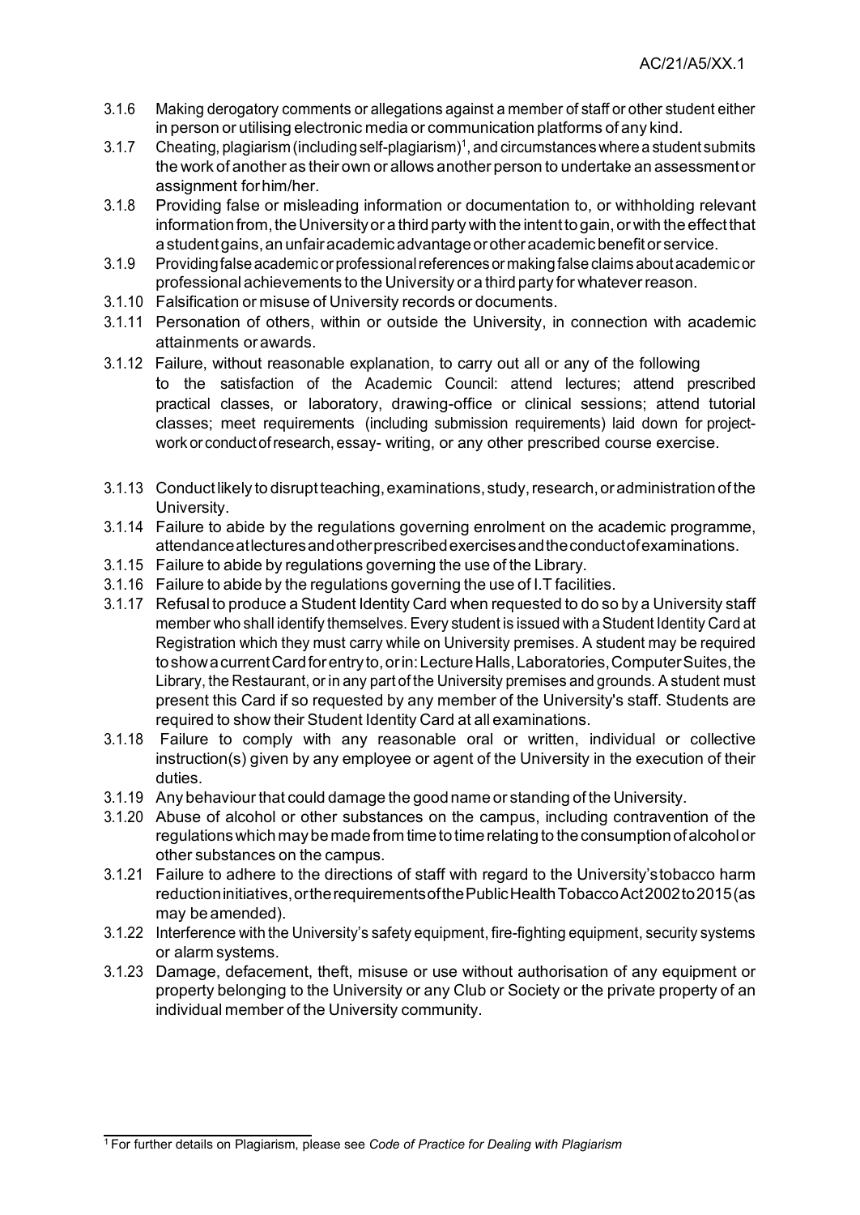3.1.6 Making derogatory comments or allegations against a member of staff or other student either in person or utilising electronic media or communication platforms of any kind.

3.1.7 Cheating, plagiarism (including self-plagiarism)[1], and circumstances where a student submits the work of another as their own or allows another person to undertake an assessment or assignment for him/her.

3.1.8 Providing false or misleading information or documentation to, or withholding relevant information from, the University or a third party with the intent to gain, or with the effect that a student gains, an unfair academic advantage or other academic benefit or service.

3.1.9 Providing false academic or professional references or making false claims about academic or professional achievements to the University or a third party for whatever reason.

3.1.10 Falsification or misuse of University records or documents.

3.1.11 Personation of others, within or outside the University, in connection with academic attainments or awards.

3.1.12 Failure, without reasonable explanation, to carry out all or any of the following to the satisfaction of the Academic Council: attend lectures; attend prescribed practical classes, or laboratory, drawing-office or clinical sessions; attend tutorial classes; meet requirements (including submission requirements) laid down for project-work or conduct of research, essay- writing, or any other prescribed course exercise.

3.1.13 Conduct likely to disrupt teaching, examinations, study, research, or administration of the University.

3.1.14 Failure to abide by the regulations governing enrolment on the academic programme, attendance at lectures and other prescribed exercises and the conduct of examinations.

3.1.15 Failure to abide by regulations governing the use of the Library.

3.1.16 Failure to abide by the regulations governing the use of I.T facilities.

3.1.17 Refusal to produce a Student Identity Card when requested to do so by a University staff member who shall identify themselves. Every student is issued with a Student Identity Card at Registration which they must carry while on University premises. A student may be required to show a current Card for entry to, or in: Lecture Halls, Laboratories, Computer Suites, the Library, the Restaurant, or in any part of the University premises and grounds. A student must present this Card if so requested by any member of the University's staff. Students are required to show their Student Identity Card at all examinations.

3.1.18 Failure to comply with any reasonable oral or written, individual or collective instruction(s) given by any employee or agent of the University in the execution of their duties.

3.1.19 Any behaviour that could damage the good name or standing of the University.

3.1.20 Abuse of alcohol or other substances on the campus, including contravention of the regulations which may be made from time to time relating to the consumption of alcohol or other substances on the campus.

3.1.21 Failure to adhere to the directions of staff with regard to the University's tobacco harm reduction initiatives, or the requirements of the Public Health Tobacco Act 2002 to 2015 (as may be amended).

3.1.22 Interference with the University's safety equipment, fire-fighting equipment, security systems or alarm systems.

3.1.23 Damage, defacement, theft, misuse or use without authorisation of any equipment or property belonging to the University or any Club or Society or the private property of an individual member of the University community.

---

[1] For further details on Plagiarism, please see *Code of Practice for Dealing with Plagiarism*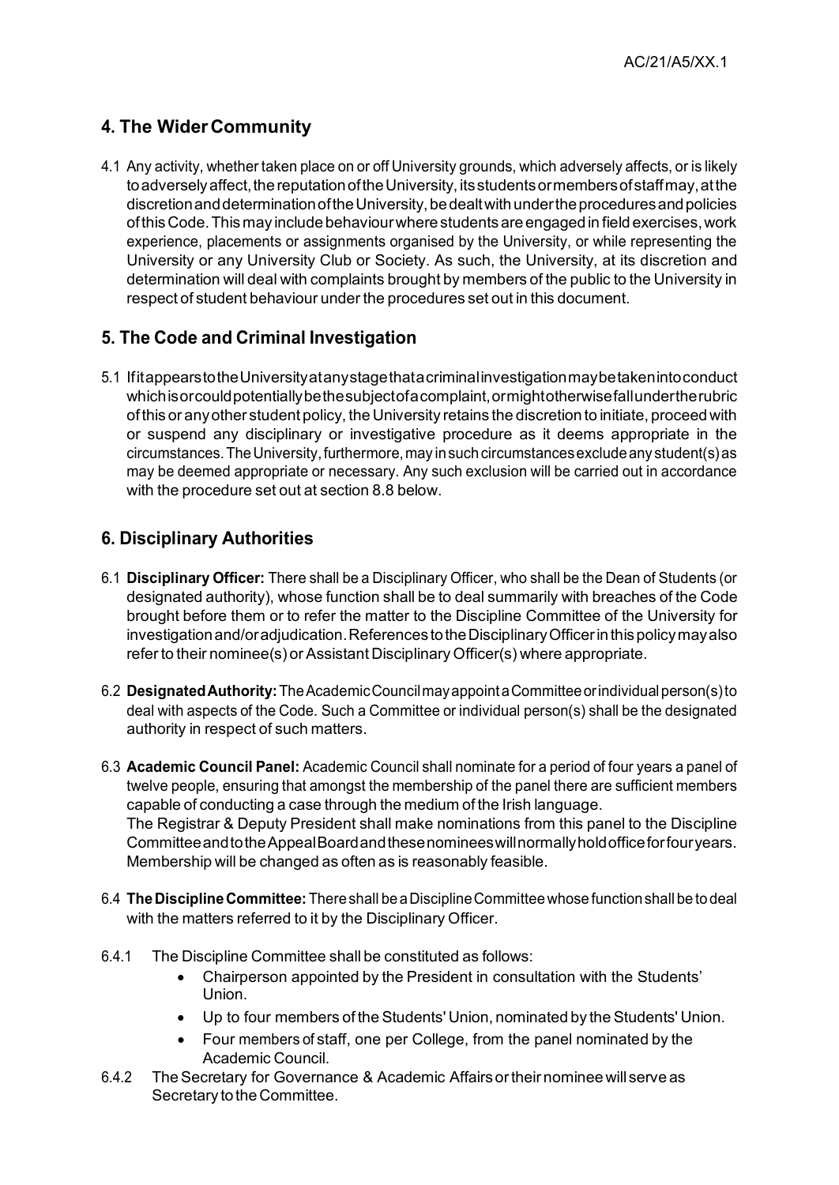## 4. The Wider Community

4.1 Any activity, whether taken place on or off University grounds, which adversely affects, or is likely to adversely affect, the reputation of the University, its students or members of staff may, at the discretion and determination of the University, be dealt with under the procedures and policies of this Code. This may include behaviour where students are engaged in field exercises, work experience, placements or assignments organised by the University, or while representing the University or any University Club or Society. As such, the University, at its discretion and determination will deal with complaints brought by members of the public to the University in respect of student behaviour under the procedures set out in this document.

## 5. The Code and Criminal Investigation

5.1 If it appears to the University at any stage that a criminal investigation may be taken into conduct which is or could potentially be the subject of a complaint, or might otherwise fall under the rubric of this or any other student policy, the University retains the discretion to initiate, proceed with or suspend any disciplinary or investigative procedure as it deems appropriate in the circumstances. The University, furthermore, may in such circumstances exclude any student(s) as may be deemed appropriate or necessary. Any such exclusion will be carried out in accordance with the procedure set out at section 8.8 below.

## 6. Disciplinary Authorities

6.1 **Disciplinary Officer:** There shall be a Disciplinary Officer, who shall be the Dean of Students (or designated authority), whose function shall be to deal summarily with breaches of the Code brought before them or to refer the matter to the Discipline Committee of the University for investigation and/or adjudication. References to the Disciplinary Officer in this policy may also refer to their nominee(s) or Assistant Disciplinary Officer(s) where appropriate.

6.2 **Designated Authority:** The Academic Council may appoint a Committee or individual person(s) to deal with aspects of the Code. Such a Committee or individual person(s) shall be the designated authority in respect of such matters.

6.3 **Academic Council Panel:** Academic Council shall nominate for a period of four years a panel of twelve people, ensuring that amongst the membership of the panel there are sufficient members capable of conducting a case through the medium of the Irish language.
The Registrar & Deputy President shall make nominations from this panel to the Discipline Committee and to the Appeal Board and these nominees will normally hold office for four years. Membership will be changed as often as is reasonably feasible.

6.4 **The Discipline Committee:** There shall be a Discipline Committee whose function shall be to deal with the matters referred to it by the Disciplinary Officer.

6.4.1 The Discipline Committee shall be constituted as follows:

- Chairperson appointed by the President in consultation with the Students' Union.
- Up to four members of the Students' Union, nominated by the Students' Union.
- Four members of staff, one per College, from the panel nominated by the Academic Council.

6.4.2 The Secretary for Governance & Academic Affairs or their nominee will serve as Secretary to the Committee.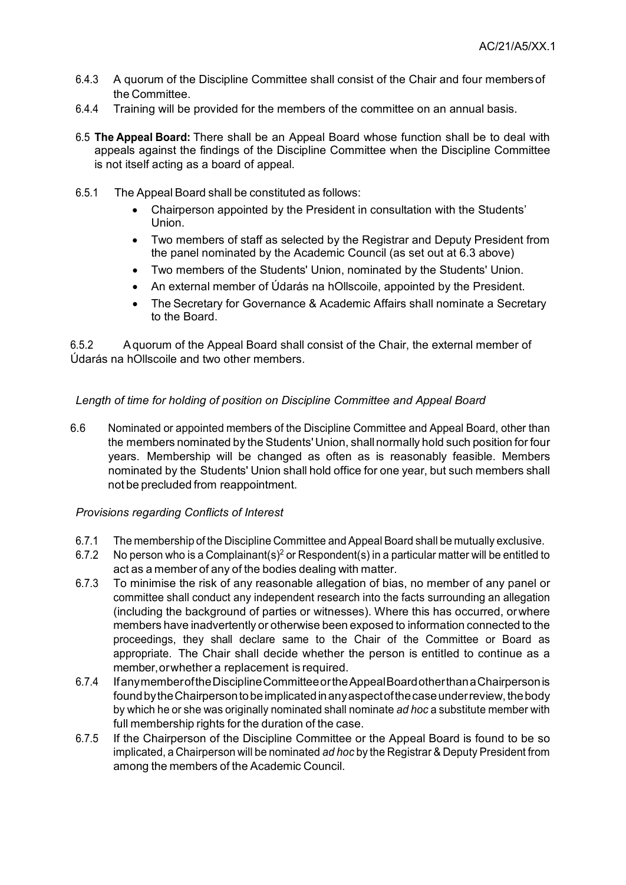6.4.3 A quorum of the Discipline Committee shall consist of the Chair and four members of the Committee.

6.4.4 Training will be provided for the members of the committee on an annual basis.

6.5 **The Appeal Board:** There shall be an Appeal Board whose function shall be to deal with appeals against the findings of the Discipline Committee when the Discipline Committee is not itself acting as a board of appeal.

6.5.1 The Appeal Board shall be constituted as follows:

- Chairperson appointed by the President in consultation with the Students' Union.
- Two members of staff as selected by the Registrar and Deputy President from the panel nominated by the Academic Council (as set out at 6.3 above)
- Two members of the Students' Union, nominated by the Students' Union.
- An external member of Údarás na hOllscoile, appointed by the President.
- The Secretary for Governance & Academic Affairs shall nominate a Secretary to the Board.

6.5.2 A quorum of the Appeal Board shall consist of the Chair, the external member of Údarás na hOllscoile and two other members.

*Length of time for holding of position on Discipline Committee and Appeal Board*

6.6 Nominated or appointed members of the Discipline Committee and Appeal Board, other than the members nominated by the Students' Union, shall normally hold such position for four years. Membership will be changed as often as is reasonably feasible. Members nominated by the Students' Union shall hold office for one year, but such members shall not be precluded from reappointment.

*Provisions regarding Conflicts of Interest*

6.7.1 The membership of the Discipline Committee and Appeal Board shall be mutually exclusive.

6.7.2 No person who is a Complainant(s)[2] or Respondent(s) in a particular matter will be entitled to act as a member of any of the bodies dealing with matter.

6.7.3 To minimise the risk of any reasonable allegation of bias, no member of any panel or committee shall conduct any independent research into the facts surrounding an allegation (including the background of parties or witnesses). Where this has occurred, or where members have inadvertently or otherwise been exposed to information connected to the proceedings, they shall declare same to the Chair of the Committee or Board as appropriate. The Chair shall decide whether the person is entitled to continue as a member, or whether a replacement is required.

6.7.4 If any member of the Discipline Committee or the Appeal Board other than a Chairperson is found by the Chairperson to be implicated in any aspect of the case under review, the body by which he or she was originally nominated shall nominate *ad hoc* a substitute member with full membership rights for the duration of the case.

6.7.5 If the Chairperson of the Discipline Committee or the Appeal Board is found to be so implicated, a Chairperson will be nominated *ad hoc* by the Registrar & Deputy President from among the members of the Academic Council.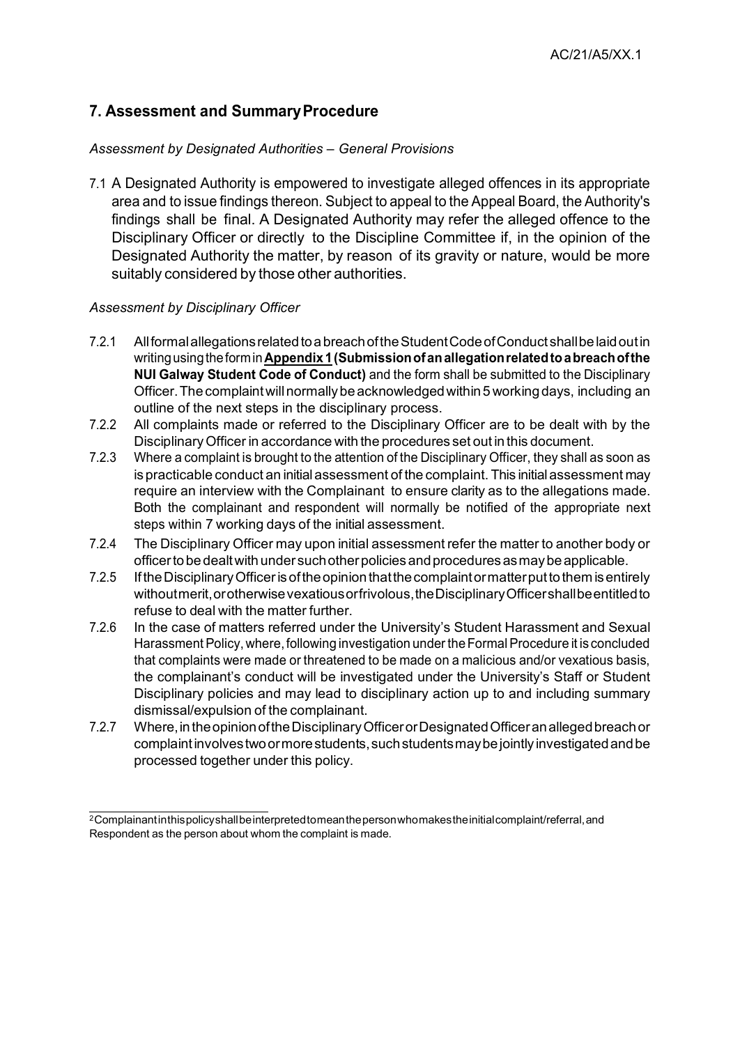## 7. Assessment and Summary Procedure

*Assessment by Designated Authorities – General Provisions*

7.1 A Designated Authority is empowered to investigate alleged offences in its appropriate area and to issue findings thereon. Subject to appeal to the Appeal Board, the Authority's findings shall be final. A Designated Authority may refer the alleged offence to the Disciplinary Officer or directly to the Discipline Committee if, in the opinion of the Designated Authority the matter, by reason of its gravity or nature, would be more suitably considered by those other authorities.

*Assessment by Disciplinary Officer*

7.2.1 All formal allegations related to a breach of the Student Code of Conduct shall be laid out in writing using the form in **Appendix 1 (Submission of an allegation related to a breach of the NUI Galway Student Code of Conduct)** and the form shall be submitted to the Disciplinary Officer. The complaint will normally be acknowledged within 5 working days, including an outline of the next steps in the disciplinary process.

7.2.2 All complaints made or referred to the Disciplinary Officer are to be dealt with by the Disciplinary Officer in accordance with the procedures set out in this document.

7.2.3 Where a complaint is brought to the attention of the Disciplinary Officer, they shall as soon as is practicable conduct an initial assessment of the complaint. This initial assessment may require an interview with the Complainant to ensure clarity as to the allegations made. Both the complainant and respondent will normally be notified of the appropriate next steps within 7 working days of the initial assessment.

7.2.4 The Disciplinary Officer may upon initial assessment refer the matter to another body or officer to be dealt with under such other policies and procedures as may be applicable.

7.2.5 If the Disciplinary Officer is of the opinion that the complaint or matter put to them is entirely without merit, or otherwise vexatious or frivolous, the Disciplinary Officer shall be entitled to refuse to deal with the matter further.

7.2.6 In the case of matters referred under the University's Student Harassment and Sexual Harassment Policy, where, following investigation under the Formal Procedure it is concluded that complaints were made or threatened to be made on a malicious and/or vexatious basis, the complainant's conduct will be investigated under the University's Staff or Student Disciplinary policies and may lead to disciplinary action up to and including summary dismissal/expulsion of the complainant.

7.2.7 Where, in the opinion of the Disciplinary Officer or Designated Officer an alleged breach or complaint involves two or more students, such students may be jointly investigated and be processed together under this policy.

---

[2] Complainant in this policy shall be interpreted to mean the person who makes the initial complaint/referral, and Respondent as the person about whom the complaint is made.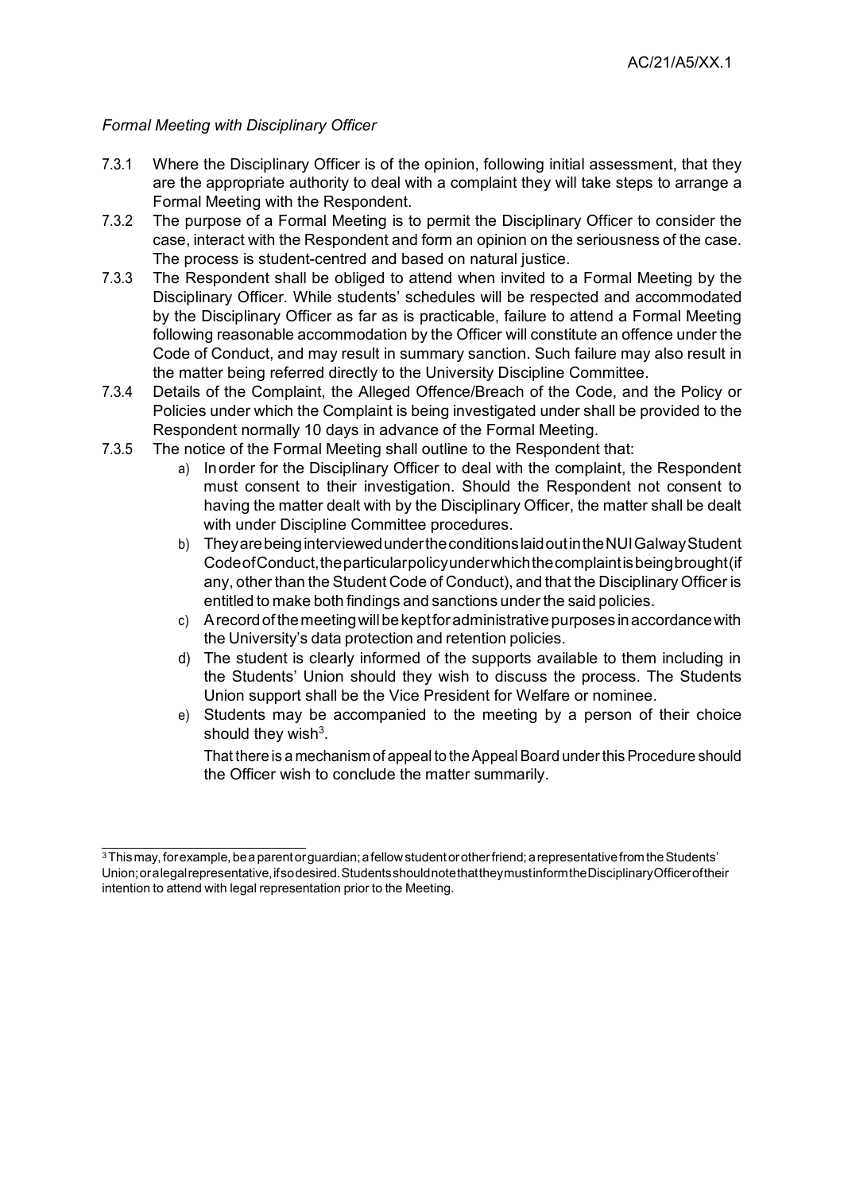*Formal Meeting with Disciplinary Officer*

7.3.1 Where the Disciplinary Officer is of the opinion, following initial assessment, that they are the appropriate authority to deal with a complaint they will take steps to arrange a Formal Meeting with the Respondent.

7.3.2 The purpose of a Formal Meeting is to permit the Disciplinary Officer to consider the case, interact with the Respondent and form an opinion on the seriousness of the case. The process is student-centred and based on natural justice.

7.3.3 The Respondent shall be obliged to attend when invited to a Formal Meeting by the Disciplinary Officer. While students' schedules will be respected and accommodated by the Disciplinary Officer as far as is practicable, failure to attend a Formal Meeting following reasonable accommodation by the Officer will constitute an offence under the Code of Conduct, and may result in summary sanction. Such failure may also result in the matter being referred directly to the University Discipline Committee.

7.3.4 Details of the Complaint, the Alleged Offence/Breach of the Code, and the Policy or Policies under which the Complaint is being investigated under shall be provided to the Respondent normally 10 days in advance of the Formal Meeting.

7.3.5 The notice of the Formal Meeting shall outline to the Respondent that:

a) In order for the Disciplinary Officer to deal with the complaint, the Respondent must consent to their investigation. Should the Respondent not consent to having the matter dealt with by the Disciplinary Officer, the matter shall be dealt with under Discipline Committee procedures.

b) They are being interviewed under the conditions laid out in the NUI Galway Student Code of Conduct, the particular policy under which the complaint is being brought (if any, other than the Student Code of Conduct), and that the Disciplinary Officer is entitled to make both findings and sanctions under the said policies.

c) A record of the meeting will be kept for administrative purposes in accordance with the University's data protection and retention policies.

d) The student is clearly informed of the supports available to them including in the Students' Union should they wish to discuss the process. The Students Union support shall be the Vice President for Welfare or nominee.

e) Students may be accompanied to the meeting by a person of their choice should they wish[3].

That there is a mechanism of appeal to the Appeal Board under this Procedure should the Officer wish to conclude the matter summarily.

---

[3] This may, for example, be a parent or guardian; a fellow student or other friend; a representative from the Students' Union; or a legal representative, if so desired. Students should note that they must inform the Disciplinary Officer of their intention to attend with legal representation prior to the Meeting.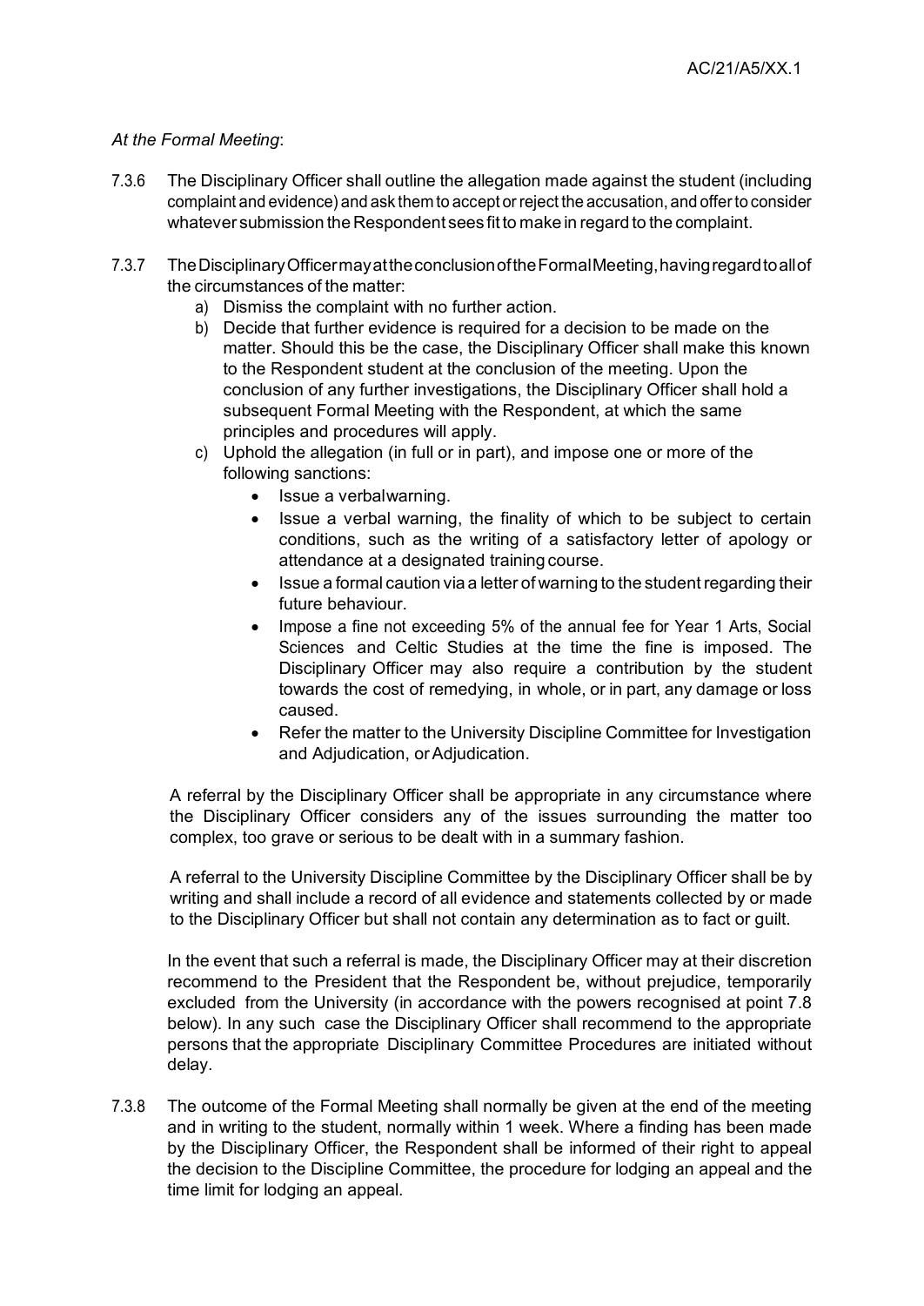*At the Formal Meeting*:

7.3.6 The Disciplinary Officer shall outline the allegation made against the student (including complaint and evidence) and ask them to accept or reject the accusation, and offer to consider whatever submission the Respondent sees fit to make in regard to the complaint.

7.3.7 The Disciplinary Officer may at the conclusion of the Formal Meeting, having regard to all of the circumstances of the matter:

a) Dismiss the complaint with no further action.
b) Decide that further evidence is required for a decision to be made on the matter. Should this be the case, the Disciplinary Officer shall make this known to the Respondent student at the conclusion of the meeting. Upon the conclusion of any further investigations, the Disciplinary Officer shall hold a subsequent Formal Meeting with the Respondent, at which the same principles and procedures will apply.
c) Uphold the allegation (in full or in part), and impose one or more of the following sanctions:
    - Issue a verbal warning.
    - Issue a verbal warning, the finality of which to be subject to certain conditions, such as the writing of a satisfactory letter of apology or attendance at a designated training course.
    - Issue a formal caution via a letter of warning to the student regarding their future behaviour.
    - Impose a fine not exceeding 5% of the annual fee for Year 1 Arts, Social Sciences and Celtic Studies at the time the fine is imposed. The Disciplinary Officer may also require a contribution by the student towards the cost of remedying, in whole, or in part, any damage or loss caused.
    - Refer the matter to the University Discipline Committee for Investigation and Adjudication, or Adjudication.

A referral by the Disciplinary Officer shall be appropriate in any circumstance where the Disciplinary Officer considers any of the issues surrounding the matter too complex, too grave or serious to be dealt with in a summary fashion.

A referral to the University Discipline Committee by the Disciplinary Officer shall be by writing and shall include a record of all evidence and statements collected by or made to the Disciplinary Officer but shall not contain any determination as to fact or guilt.

In the event that such a referral is made, the Disciplinary Officer may at their discretion recommend to the President that the Respondent be, without prejudice, temporarily excluded from the University (in accordance with the powers recognised at point 7.8 below). In any such case the Disciplinary Officer shall recommend to the appropriate persons that the appropriate Disciplinary Committee Procedures are initiated without delay.

7.3.8 The outcome of the Formal Meeting shall normally be given at the end of the meeting and in writing to the student, normally within 1 week. Where a finding has been made by the Disciplinary Officer, the Respondent shall be informed of their right to appeal the decision to the Discipline Committee, the procedure for lodging an appeal and the time limit for lodging an appeal.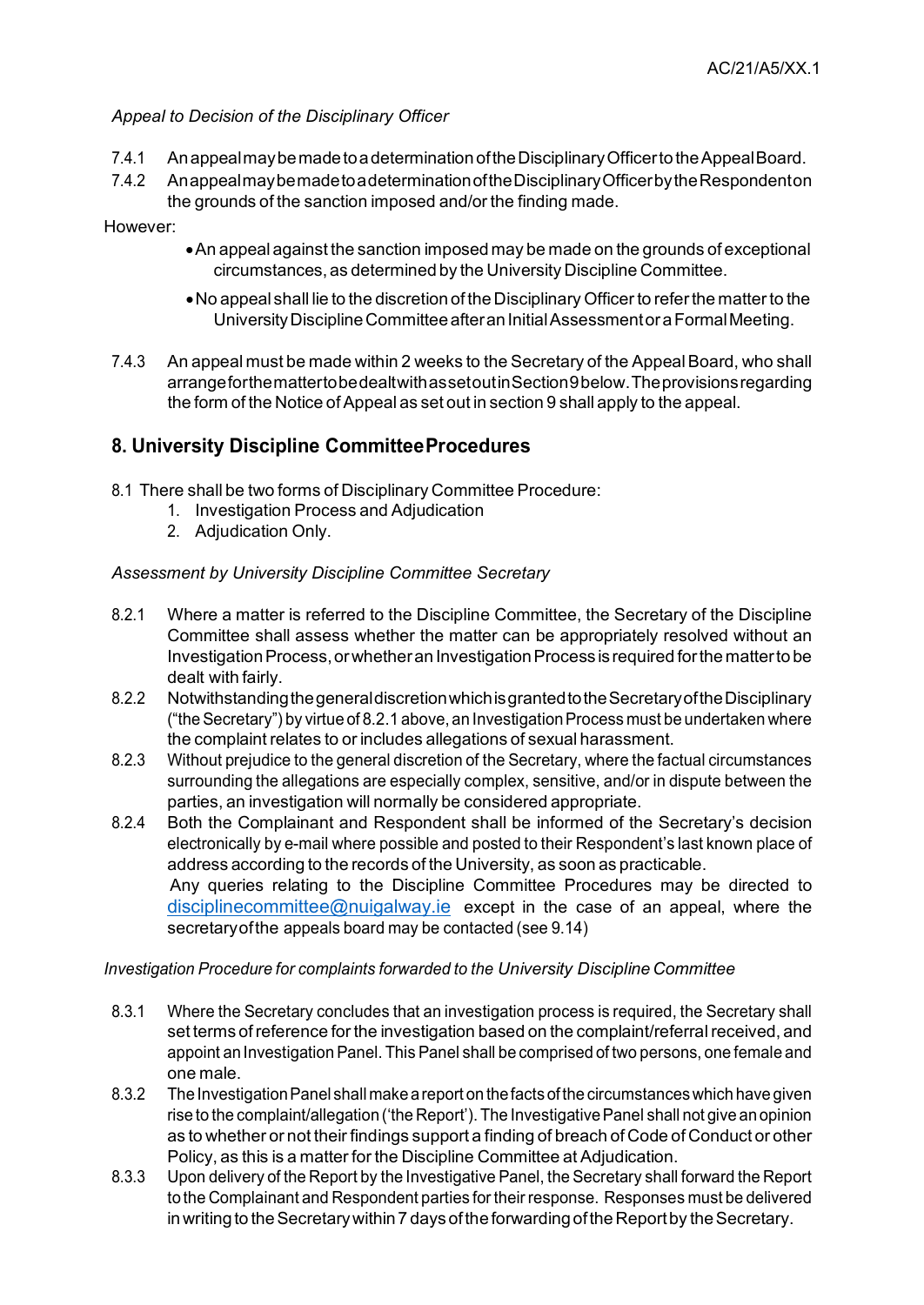*Appeal to Decision of the Disciplinary Officer*

7.4.1 An appeal may be made to a determination of the Disciplinary Officer to the Appeal Board.

7.4.2 An appeal may be made to a determination of the Disciplinary Officer by the Respondent on the grounds of the sanction imposed and/or the finding made.

However:

- An appeal against the sanction imposed may be made on the grounds of exceptional circumstances, as determined by the University Discipline Committee.
- No appeal shall lie to the discretion of the Disciplinary Officer to refer the matter to the University Discipline Committee after an Initial Assessment or a Formal Meeting.

7.4.3 An appeal must be made within 2 weeks to the Secretary of the Appeal Board, who shall arrange for the matter to be dealt with as set out in Section 9 below. The provisions regarding the form of the Notice of Appeal as set out in section 9 shall apply to the appeal.

## 8. University Discipline Committee Procedures

8.1 There shall be two forms of Disciplinary Committee Procedure:

1. Investigation Process and Adjudication
2. Adjudication Only.

*Assessment by University Discipline Committee Secretary*

8.2.1 Where a matter is referred to the Discipline Committee, the Secretary of the Discipline Committee shall assess whether the matter can be appropriately resolved without an Investigation Process, or whether an Investigation Process is required for the matter to be dealt with fairly.

8.2.2 Notwithstanding the general discretion which is granted to the Secretary of the Disciplinary ("the Secretary") by virtue of 8.2.1 above, an Investigation Process must be undertaken where the complaint relates to or includes allegations of sexual harassment.

8.2.3 Without prejudice to the general discretion of the Secretary, where the factual circumstances surrounding the allegations are especially complex, sensitive, and/or in dispute between the parties, an investigation will normally be considered appropriate.

8.2.4 Both the Complainant and Respondent shall be informed of the Secretary's decision electronically by e-mail where possible and posted to their Respondent's last known place of address according to the records of the University, as soon as practicable.
Any queries relating to the Discipline Committee Procedures may be directed to disciplinecommittee@nuigalway.ie except in the case of an appeal, where the secretary of the appeals board may be contacted (see 9.14)

*Investigation Procedure for complaints forwarded to the University Discipline Committee*

8.3.1 Where the Secretary concludes that an investigation process is required, the Secretary shall set terms of reference for the investigation based on the complaint/referral received, and appoint an Investigation Panel. This Panel shall be comprised of two persons, one female and one male.

8.3.2 The Investigation Panel shall make a report on the facts of the circumstances which have given rise to the complaint/allegation ('the Report'). The Investigative Panel shall not give an opinion as to whether or not their findings support a finding of breach of Code of Conduct or other Policy, as this is a matter for the Discipline Committee at Adjudication.

8.3.3 Upon delivery of the Report by the Investigative Panel, the Secretary shall forward the Report to the Complainant and Respondent parties for their response. Responses must be delivered in writing to the Secretary within 7 days of the forwarding of the Report by the Secretary.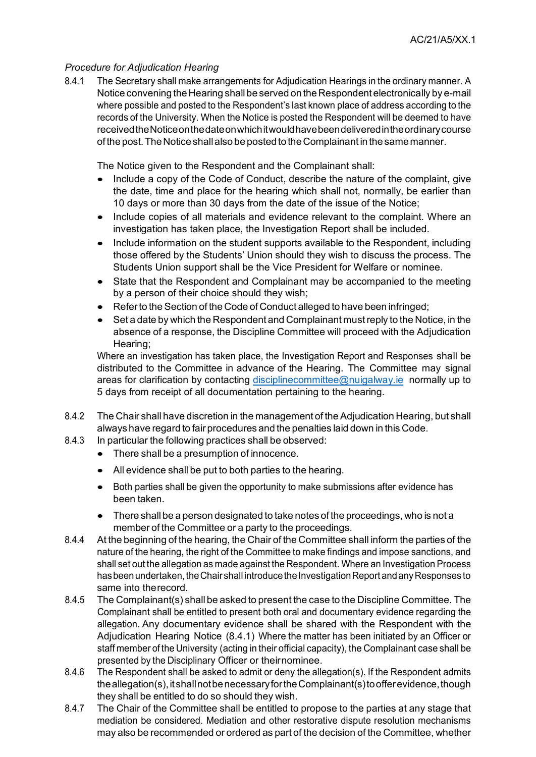*Procedure for Adjudication Hearing*

8.4.1 The Secretary shall make arrangements for Adjudication Hearings in the ordinary manner. A Notice convening the Hearing shall be served on the Respondent electronically by e-mail where possible and posted to the Respondent's last known place of address according to the records of the University. When the Notice is posted the Respondent will be deemed to have received the Notice on the date on which it would have been delivered in the ordinary course of the post. The Notice shall also be posted to the Complainant in the same manner.

The Notice given to the Respondent and the Complainant shall:

- Include a copy of the Code of Conduct, describe the nature of the complaint, give the date, time and place for the hearing which shall not, normally, be earlier than 10 days or more than 30 days from the date of the issue of the Notice;
- Include copies of all materials and evidence relevant to the complaint. Where an investigation has taken place, the Investigation Report shall be included.
- Include information on the student supports available to the Respondent, including those offered by the Students' Union should they wish to discuss the process. The Students Union support shall be the Vice President for Welfare or nominee.
- State that the Respondent and Complainant may be accompanied to the meeting by a person of their choice should they wish;
- Refer to the Section of the Code of Conduct alleged to have been infringed;
- Set a date by which the Respondent and Complainant must reply to the Notice, in the absence of a response, the Discipline Committee will proceed with the Adjudication Hearing;

Where an investigation has taken place, the Investigation Report and Responses shall be distributed to the Committee in advance of the Hearing. The Committee may signal areas for clarification by contacting disciplinecommittee@nuigalway.ie normally up to 5 days from receipt of all documentation pertaining to the hearing.

8.4.2 The Chair shall have discretion in the management of the Adjudication Hearing, but shall always have regard to fair procedures and the penalties laid down in this Code.

8.4.3 In particular the following practices shall be observed:

- There shall be a presumption of innocence.
- All evidence shall be put to both parties to the hearing.
- Both parties shall be given the opportunity to make submissions after evidence has been taken.
- There shall be a person designated to take notes of the proceedings, who is not a member of the Committee or a party to the proceedings.

8.4.4 At the beginning of the hearing, the Chair of the Committee shall inform the parties of the nature of the hearing, the right of the Committee to make findings and impose sanctions, and shall set out the allegation as made against the Respondent. Where an Investigation Process has been undertaken, the Chair shall introduce the Investigation Report and any Responses to same into the record.

8.4.5 The Complainant(s) shall be asked to present the case to the Discipline Committee. The Complainant shall be entitled to present both oral and documentary evidence regarding the allegation. Any documentary evidence shall be shared with the Respondent with the Adjudication Hearing Notice (8.4.1) Where the matter has been initiated by an Officer or staff member of the University (acting in their official capacity), the Complainant case shall be presented by the Disciplinary Officer or their nominee.

8.4.6 The Respondent shall be asked to admit or deny the allegation(s). If the Respondent admits the allegation(s), it shall not be necessary for the Complainant(s) to offer evidence, though they shall be entitled to do so should they wish.

8.4.7 The Chair of the Committee shall be entitled to propose to the parties at any stage that mediation be considered. Mediation and other restorative dispute resolution mechanisms may also be recommended or ordered as part of the decision of the Committee, whether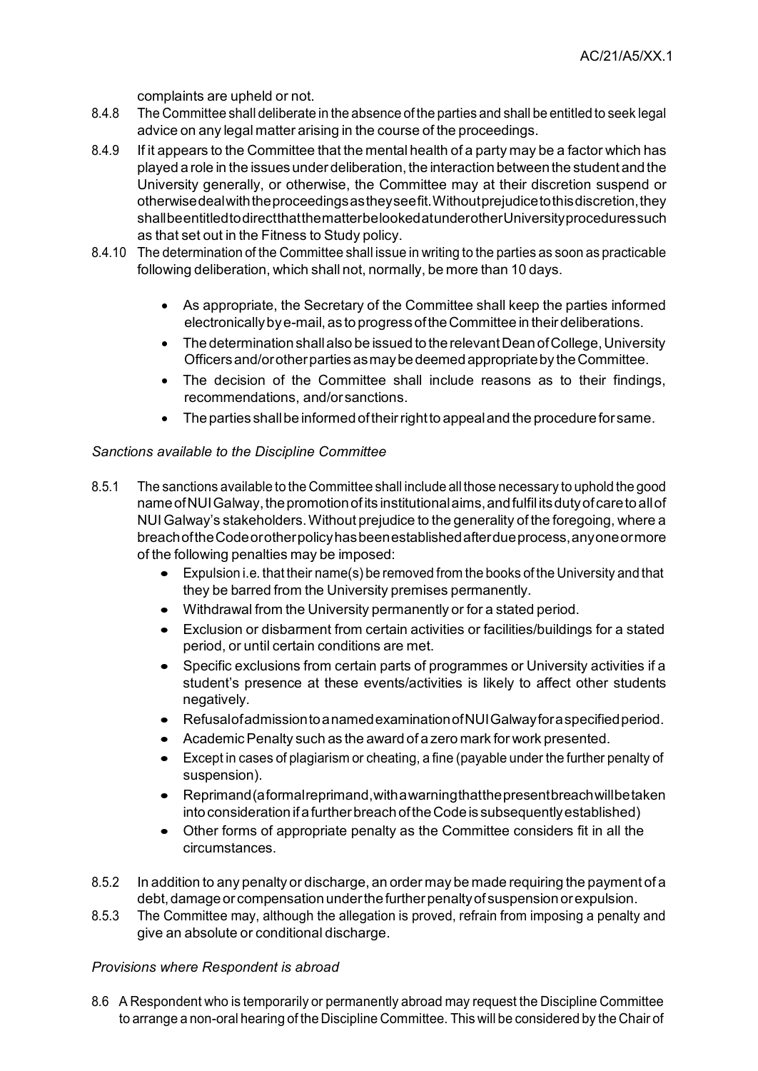complaints are upheld or not.

8.4.8 The Committee shall deliberate in the absence of the parties and shall be entitled to seek legal advice on any legal matter arising in the course of the proceedings.

8.4.9 If it appears to the Committee that the mental health of a party may be a factor which has played a role in the issues under deliberation, the interaction between the student and the University generally, or otherwise, the Committee may at their discretion suspend or otherwise deal with the proceedings as they see fit. Without prejudice to this discretion, they shall be entitled to direct that the matter be looked at under other University procedures such as that set out in the Fitness to Study policy.

8.4.10 The determination of the Committee shall issue in writing to the parties as soon as practicable following deliberation, which shall not, normally, be more than 10 days.

- As appropriate, the Secretary of the Committee shall keep the parties informed electronically by e-mail, as to progress of the Committee in their deliberations.
- The determination shall also be issued to the relevant Dean of College, University Officers and/or other parties as may be deemed appropriate by the Committee.
- The decision of the Committee shall include reasons as to their findings, recommendations, and/or sanctions.
- The parties shall be informed of their right to appeal and the procedure for same.

*Sanctions available to the Discipline Committee*

8.5.1 The sanctions available to the Committee shall include all those necessary to uphold the good name of NUI Galway, the promotion of its institutional aims, and fulfil its duty of care to all of NUI Galway's stakeholders. Without prejudice to the generality of the foregoing, where a breach of the Code or other policy has been established after due process, any one or more of the following penalties may be imposed:

- Expulsion i.e. that their name(s) be removed from the books of the University and that they be barred from the University premises permanently.
- Withdrawal from the University permanently or for a stated period.
- Exclusion or disbarment from certain activities or facilities/buildings for a stated period, or until certain conditions are met.
- Specific exclusions from certain parts of programmes or University activities if a student's presence at these events/activities is likely to affect other students negatively.
- Refusal of admission to a named examination of NUI Galway for a specified period.
- Academic Penalty such as the award of a zero mark for work presented.
- Except in cases of plagiarism or cheating, a fine (payable under the further penalty of suspension).
- Reprimand (a formal reprimand, with a warning that the present breach will be taken into consideration if a further breach of the Code is subsequently established)
- Other forms of appropriate penalty as the Committee considers fit in all the circumstances.

8.5.2 In addition to any penalty or discharge, an order may be made requiring the payment of a debt, damage or compensation under the further penalty of suspension or expulsion.

8.5.3 The Committee may, although the allegation is proved, refrain from imposing a penalty and give an absolute or conditional discharge.

*Provisions where Respondent is abroad*

8.6 A Respondent who is temporarily or permanently abroad may request the Discipline Committee to arrange a non-oral hearing of the Discipline Committee. This will be considered by the Chair of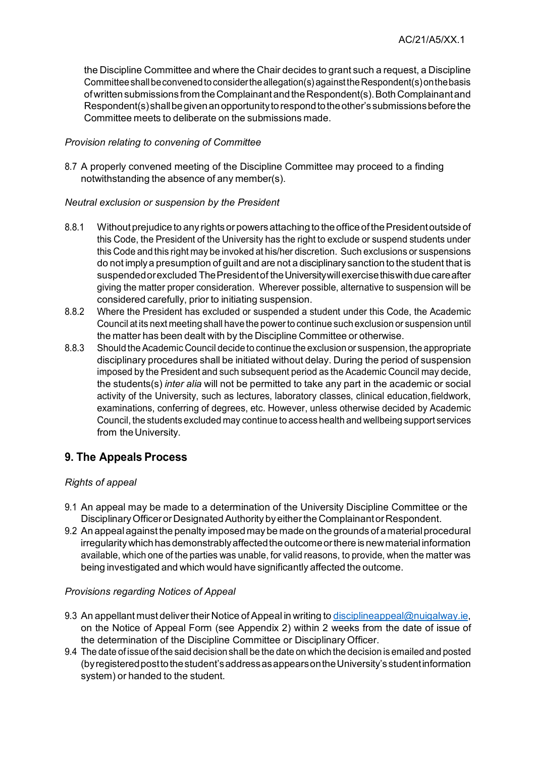the Discipline Committee and where the Chair decides to grant such a request, a Discipline Committee shall be convened to consider the allegation(s) against the Respondent(s) on the basis of written submissions from the Complainant and the Respondent(s). Both Complainant and Respondent(s) shall be given an opportunity to respond to the other's submissions before the Committee meets to deliberate on the submissions made.

*Provision relating to convening of Committee*

8.7 A properly convened meeting of the Discipline Committee may proceed to a finding notwithstanding the absence of any member(s).

*Neutral exclusion or suspension by the President*

8.8.1 Without prejudice to any rights or powers attaching to the office of the President outside of this Code, the President of the University has the right to exclude or suspend students under this Code and this right may be invoked at his/her discretion. Such exclusions or suspensions do not imply a presumption of guilt and are not a disciplinary sanction to the student that is suspended or excluded The President of the University will exercise this with due care after giving the matter proper consideration. Wherever possible, alternative to suspension will be considered carefully, prior to initiating suspension.

8.8.2 Where the President has excluded or suspended a student under this Code, the Academic Council at its next meeting shall have the power to continue such exclusion or suspension until the matter has been dealt with by the Discipline Committee or otherwise.

8.8.3 Should the Academic Council decide to continue the exclusion or suspension, the appropriate disciplinary procedures shall be initiated without delay. During the period of suspension imposed by the President and such subsequent period as the Academic Council may decide, the students(s) *inter alia* will not be permitted to take any part in the academic or social activity of the University, such as lectures, laboratory classes, clinical education, fieldwork, examinations, conferring of degrees, etc. However, unless otherwise decided by Academic Council, the students excluded may continue to access health and wellbeing support services from the University.

## 9. The Appeals Process

*Rights of appeal*

9.1 An appeal may be made to a determination of the University Discipline Committee or the Disciplinary Officer or Designated Authority by either the Complainant or Respondent.

9.2 An appeal against the penalty imposed may be made on the grounds of a material procedural irregularity which has demonstrably affected the outcome or there is new material information available, which one of the parties was unable, for valid reasons, to provide, when the matter was being investigated and which would have significantly affected the outcome.

*Provisions regarding Notices of Appeal*

9.3 An appellant must deliver their Notice of Appeal in writing to disciplineappeal@nuigalway.ie, on the Notice of Appeal Form (see Appendix 2) within 2 weeks from the date of issue of the determination of the Discipline Committee or Disciplinary Officer.

9.4 The date of issue of the said decision shall be the date on which the decision is emailed and posted (by registered post to the student's address as appears on the University's student information system) or handed to the student.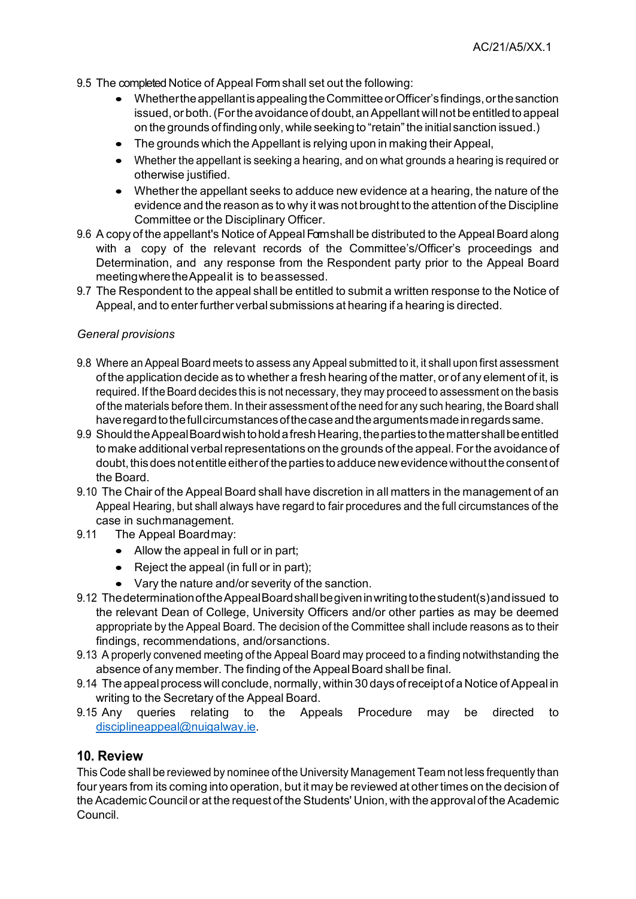9.5 The completed Notice of Appeal Form shall set out the following:

- Whether the appellant is appealing the Committee or Officer's findings, or the sanction issued, or both. (For the avoidance of doubt, an Appellant will not be entitled to appeal on the grounds of finding only, while seeking to "retain" the initial sanction issued.)
- The grounds which the Appellant is relying upon in making their Appeal,
- Whether the appellant is seeking a hearing, and on what grounds a hearing is required or otherwise justified.
- Whether the appellant seeks to adduce new evidence at a hearing, the nature of the evidence and the reason as to why it was not brought to the attention of the Discipline Committee or the Disciplinary Officer.

9.6 A copy of the appellant's Notice of Appeal Form shall be distributed to the Appeal Board along with a copy of the relevant records of the Committee's/Officer's proceedings and Determination, and any response from the Respondent party prior to the Appeal Board meeting where the Appeal it is to be assessed.

9.7 The Respondent to the appeal shall be entitled to submit a written response to the Notice of Appeal, and to enter further verbal submissions at hearing if a hearing is directed.

*General provisions*

9.8 Where an Appeal Board meets to assess any Appeal submitted to it, it shall upon first assessment of the application decide as to whether a fresh hearing of the matter, or of any element of it, is required. If the Board decides this is not necessary, they may proceed to assessment on the basis of the materials before them. In their assessment of the need for any such hearing, the Board shall have regard to the full circumstances of the case and the arguments made in regards same.

9.9 Should the Appeal Board wish to hold a fresh Hearing, the parties to the matter shall be entitled to make additional verbal representations on the grounds of the appeal. For the avoidance of doubt, this does not entitle either of the parties to adduce new evidence without the consent of the Board.

9.10 The Chair of the Appeal Board shall have discretion in all matters in the management of an Appeal Hearing, but shall always have regard to fair procedures and the full circumstances of the case in such management.

9.11 The Appeal Board may:

- Allow the appeal in full or in part;
- Reject the appeal (in full or in part);
- Vary the nature and/or severity of the sanction.

9.12 The determination of the Appeal Board shall be given in writing to the student(s) and issued to the relevant Dean of College, University Officers and/or other parties as may be deemed appropriate by the Appeal Board. The decision of the Committee shall include reasons as to their findings, recommendations, and/or sanctions.

9.13 A properly convened meeting of the Appeal Board may proceed to a finding notwithstanding the absence of any member. The finding of the Appeal Board shall be final.

9.14 The appeal process will conclude, normally, within 30 days of receipt of a Notice of Appeal in writing to the Secretary of the Appeal Board.

9.15 Any queries relating to the Appeals Procedure may be directed to disciplineappeal@nuigalway.ie.

## 10. Review

This Code shall be reviewed by nominee of the University Management Team not less frequently than four years from its coming into operation, but it may be reviewed at other times on the decision of the Academic Council or at the request of the Students' Union, with the approval of the Academic Council.